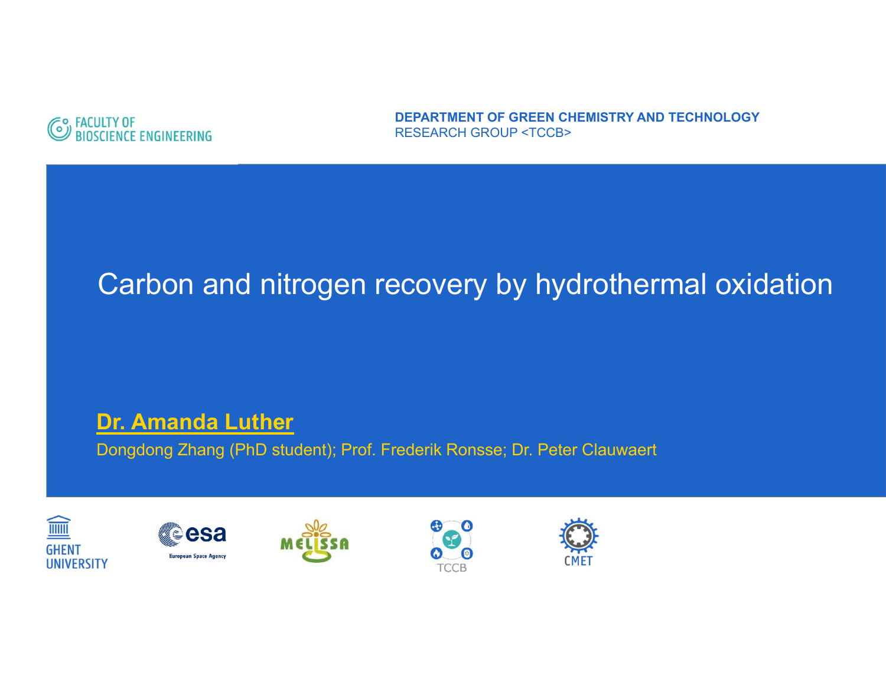FACULTY OF BIOSCIENCE ENGINEERING

**DEPARTMENT OF GREEN CHEMISTRY AND TECHNOLOGY**
RESEARCH GROUP <TCCB>

# Carbon and nitrogen recovery by hydrothermal oxidation

**Dr. Amanda Luther**

Dongdong Zhang (PhD student); Prof. Frederik Ronsse; Dr. Peter Clauwaert

GHENT UNIVERSITY

esa European Space Agency

MELiSSA

TCCB

CMET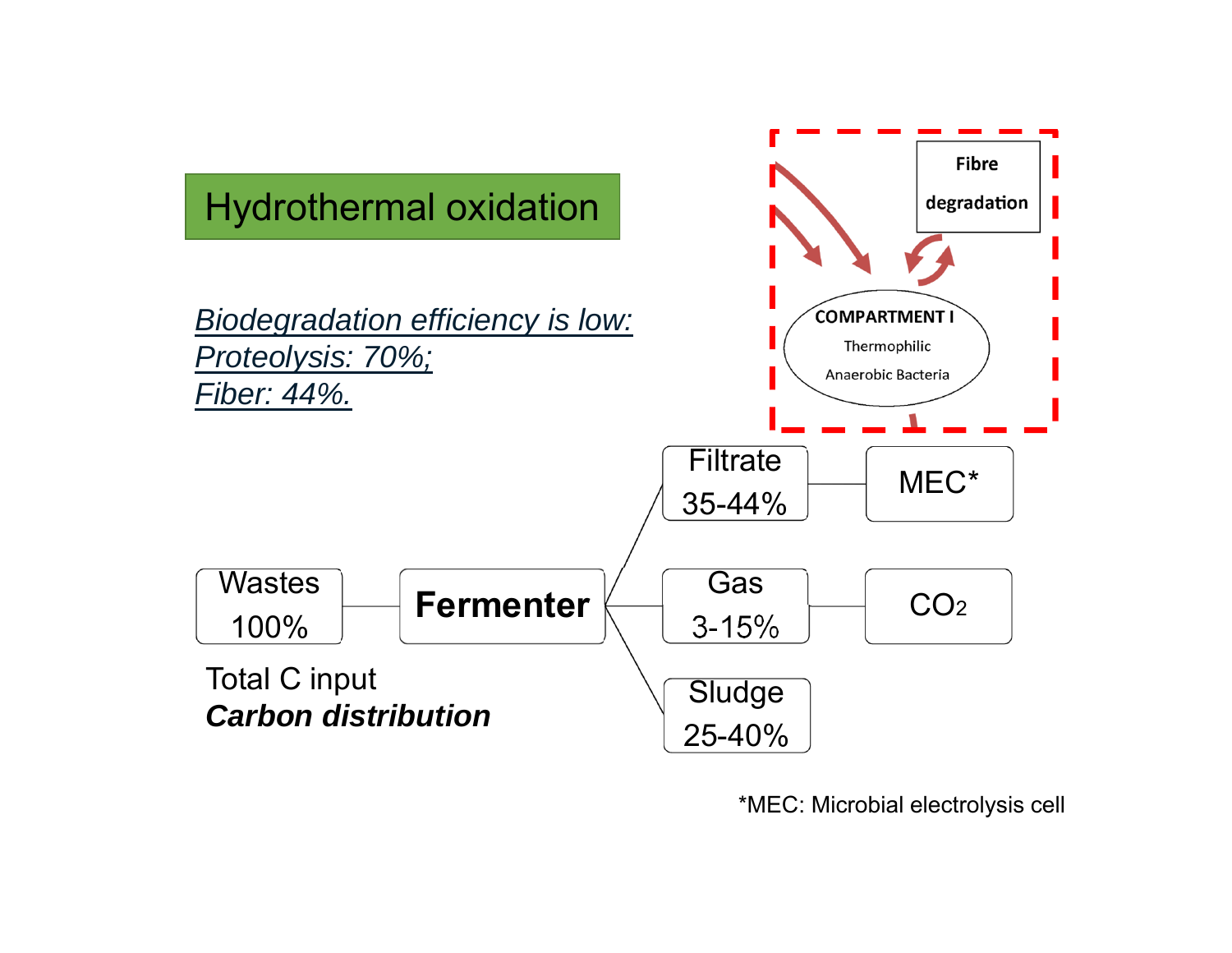# Hydrothermal oxidation

*Biodegradation efficiency is low:*
*Proteolysis: 70%;*
*Fiber: 44%.*

Fibre degradation

COMPARTMENT I
Thermophilic
Anaerobic Bacteria

Wastes 100% — Fermenter

- Filtrate 35-44% — MEC*
- Gas 3-15% — $CO_2$
- Sludge 25-40%

Total C input
***Carbon distribution***

*MEC: Microbial electrolysis cell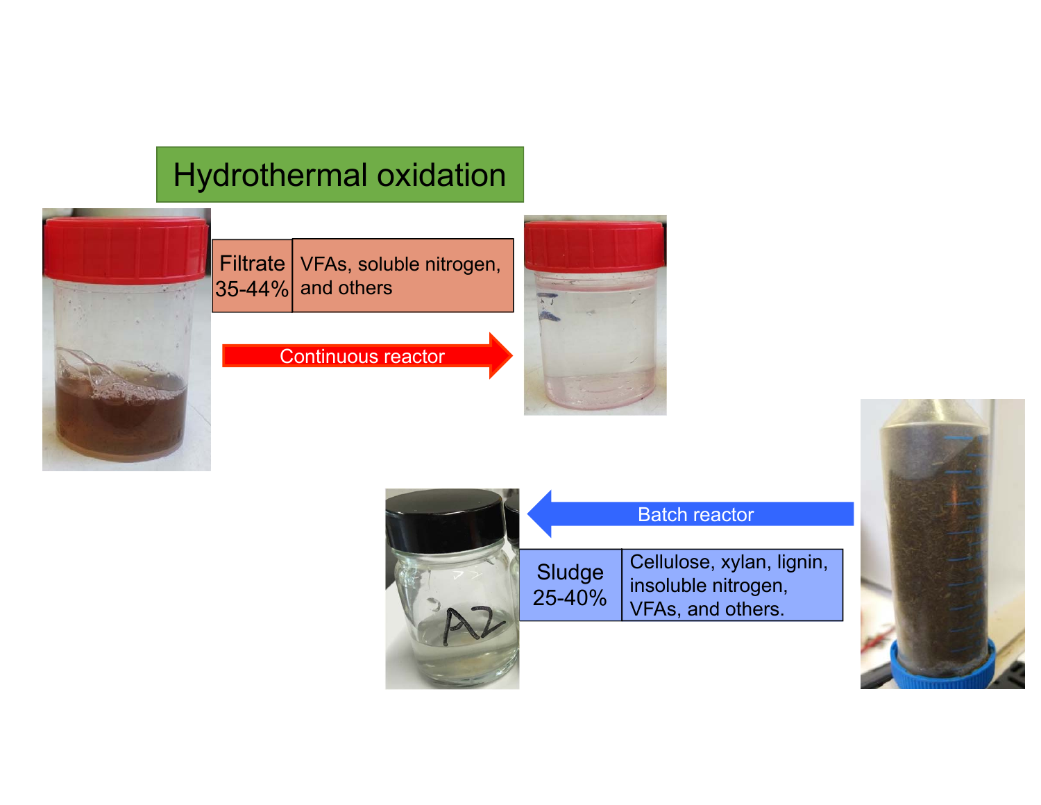# Hydrothermal oxidation

| Filtrate 35-44% | VFAs, soluble nitrogen, and others |
| --- | --- |

Continuous reactor

Batch reactor

| Sludge 25-40% | Cellulose, xylan, lignin, insoluble nitrogen, VFAs, and others. |
| --- | --- |

A2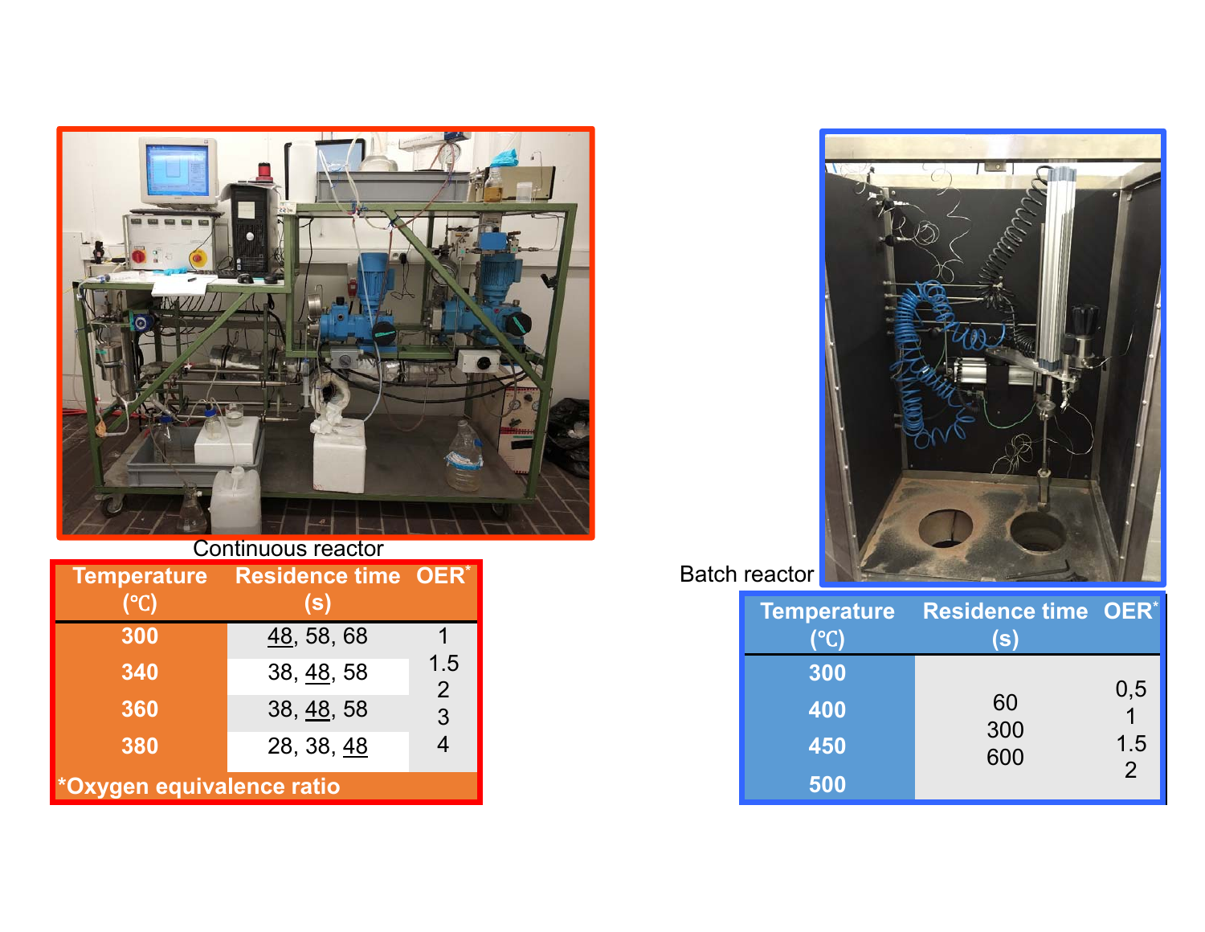Continuous reactor

| Temperature (℃) | Residence time (s) | OER* |
| --- | --- | --- |
| 300 | <u>48</u>, 58, 68 | 1 |
| 340 | 38, <u>48</u>, 58 | 1.5<br>2 |
| 360 | 38, <u>48</u>, 58 | 3 |
| 380 | 28, 38, <u>48</u> | 4 |

*Oxygen equivalence ratio

Batch reactor

| Temperature (℃) | Residence time (s) | OER* |
| --- | --- | --- |
| 300 | 60 | 0,5 |
| 400 | 300 | 1 |
| 450 | 600 | 1.5 |
| 500 | | 2 |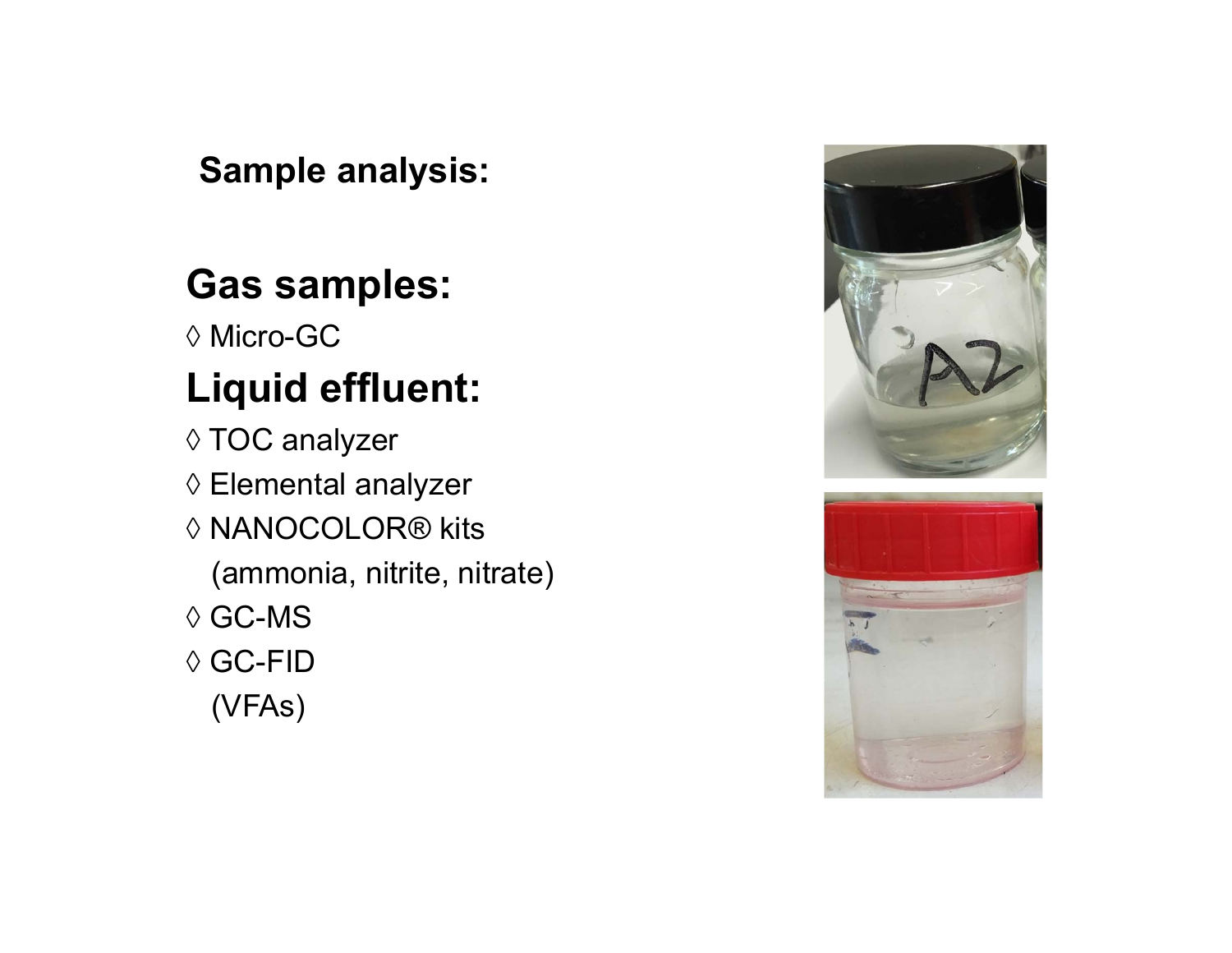**Sample analysis:**

## Gas samples:

◊ Micro-GC

## Liquid effluent:

◊ TOC analyzer

◊ Elemental analyzer

◊ NANOCOLOR® kits
(ammonia, nitrite, nitrate)

◊ GC-MS

◊ GC-FID
(VFAs)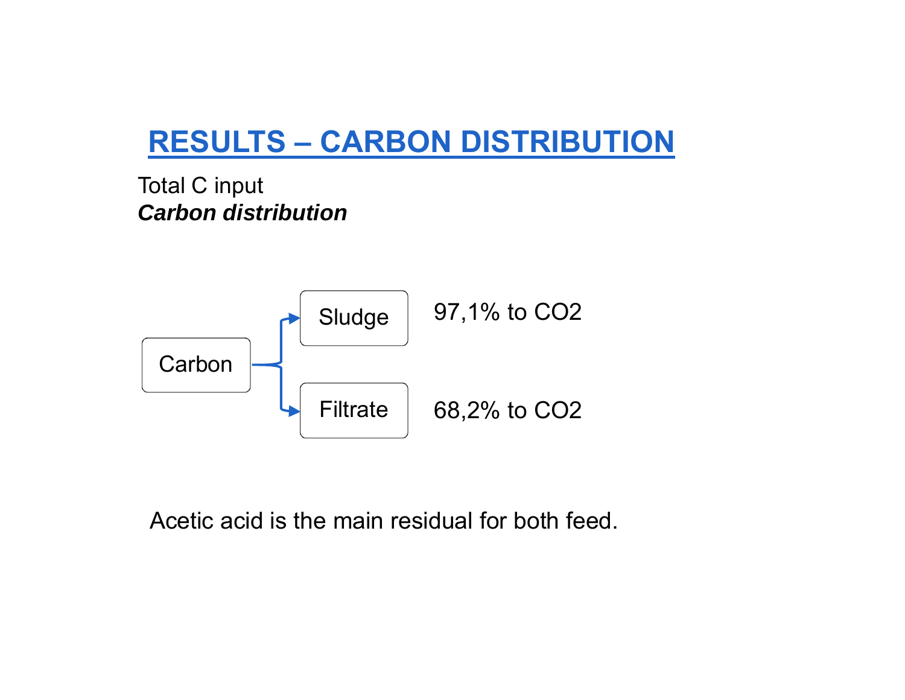# RESULTS – CARBON DISTRIBUTION

Total C input

***Carbon distribution***

Carbon → Sludge: 97,1% to $CO_2$

Carbon → Filtrate: 68,2% to $CO_2$

Acetic acid is the main residual for both feed.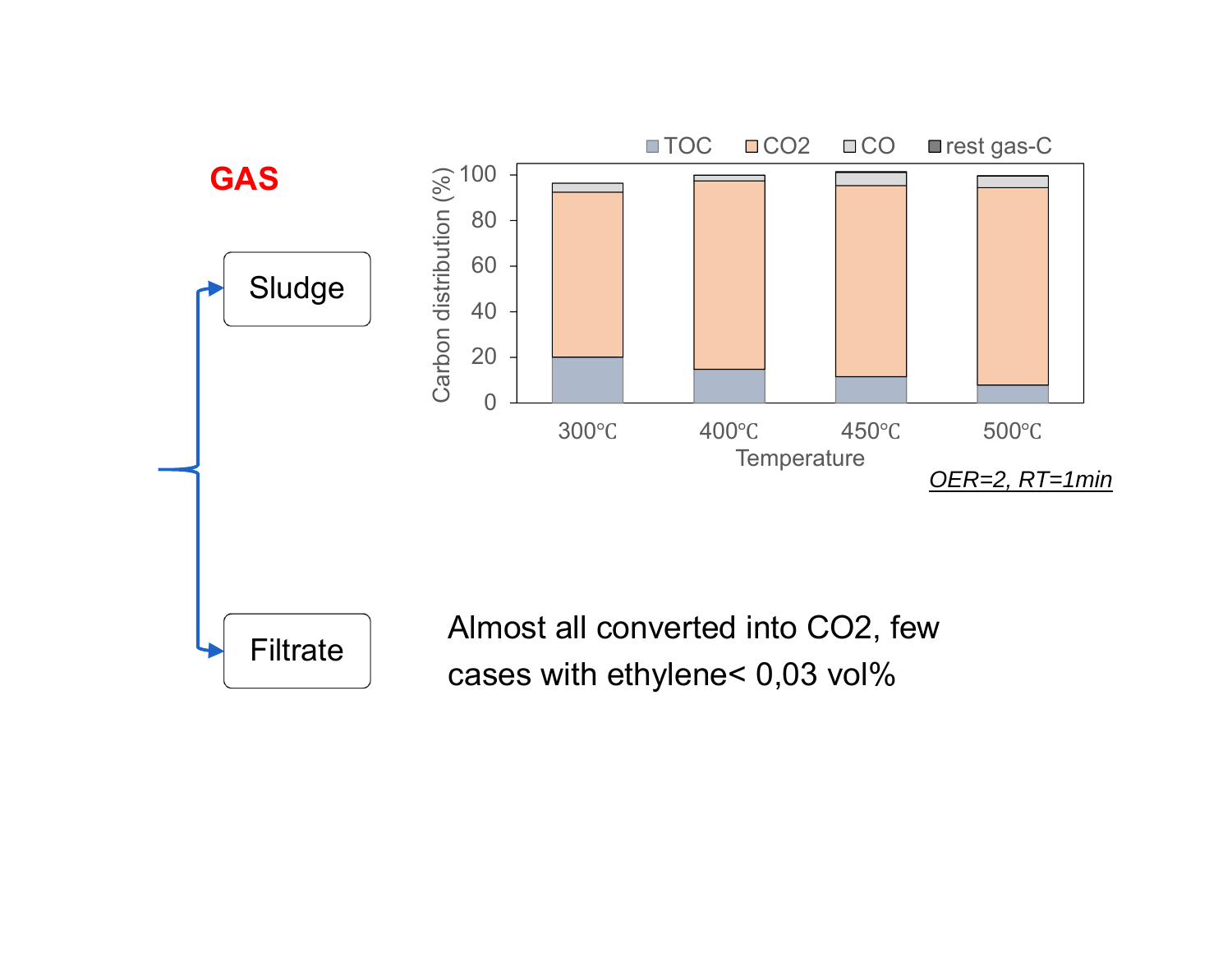# GAS

**Sludge**

**Filtrate**

Almost all converted into $CO_2$, few cases with ethylene< 0,03 vol%

*OER=2, RT=1min*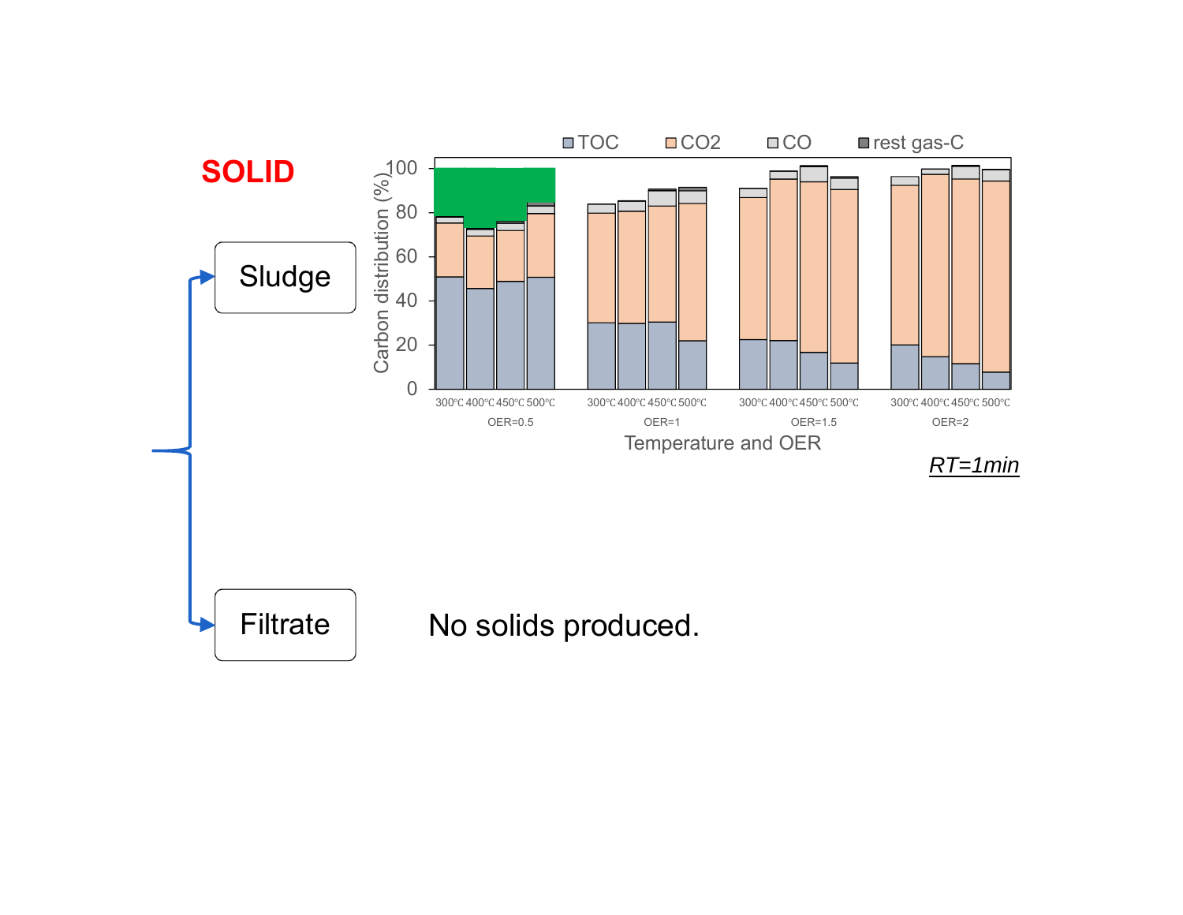# SOLID

Sludge

Filtrate

No solids produced.

*RT=1min*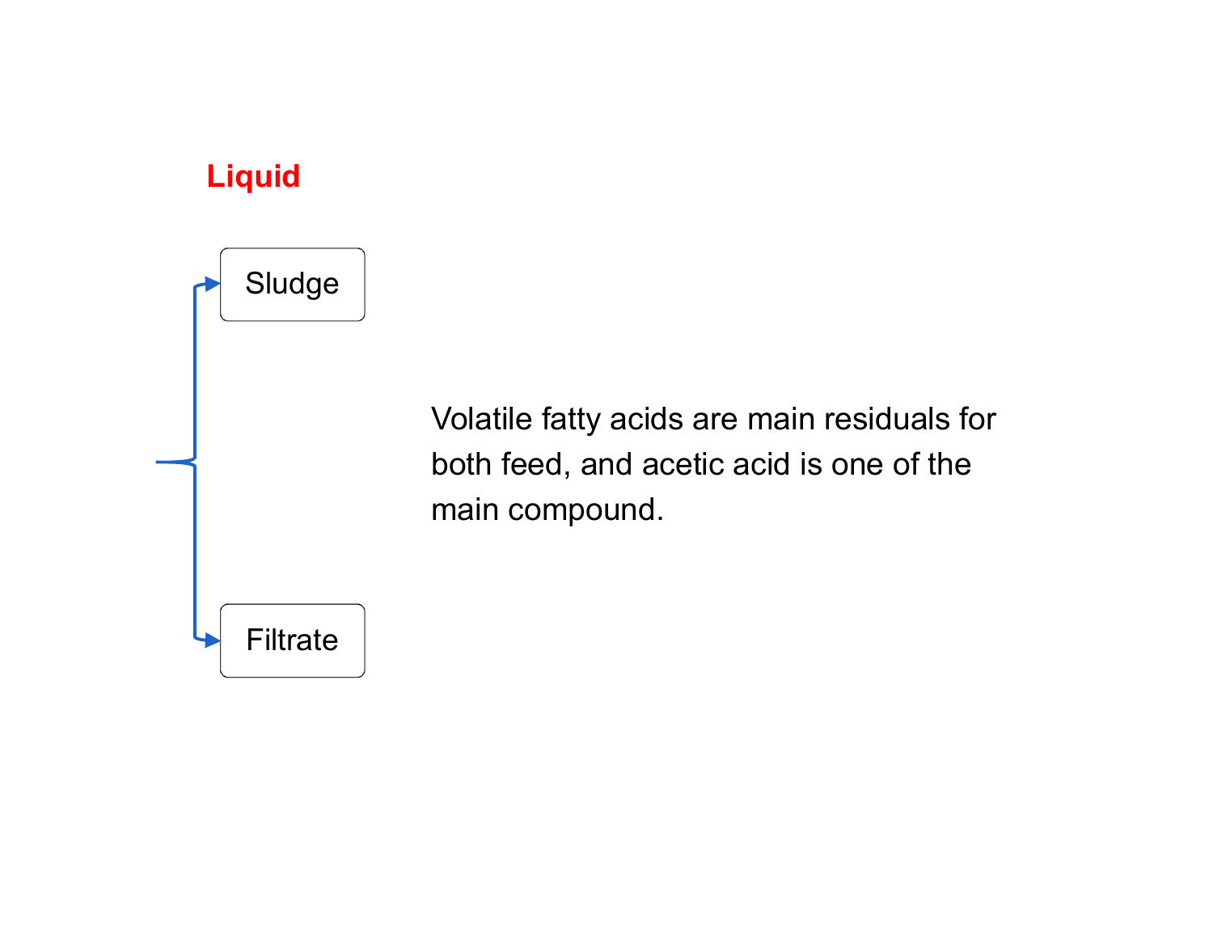**Liquid**

- Sludge
- Filtrate

Volatile fatty acids are main residuals for both feed, and acetic acid is one of the main compound.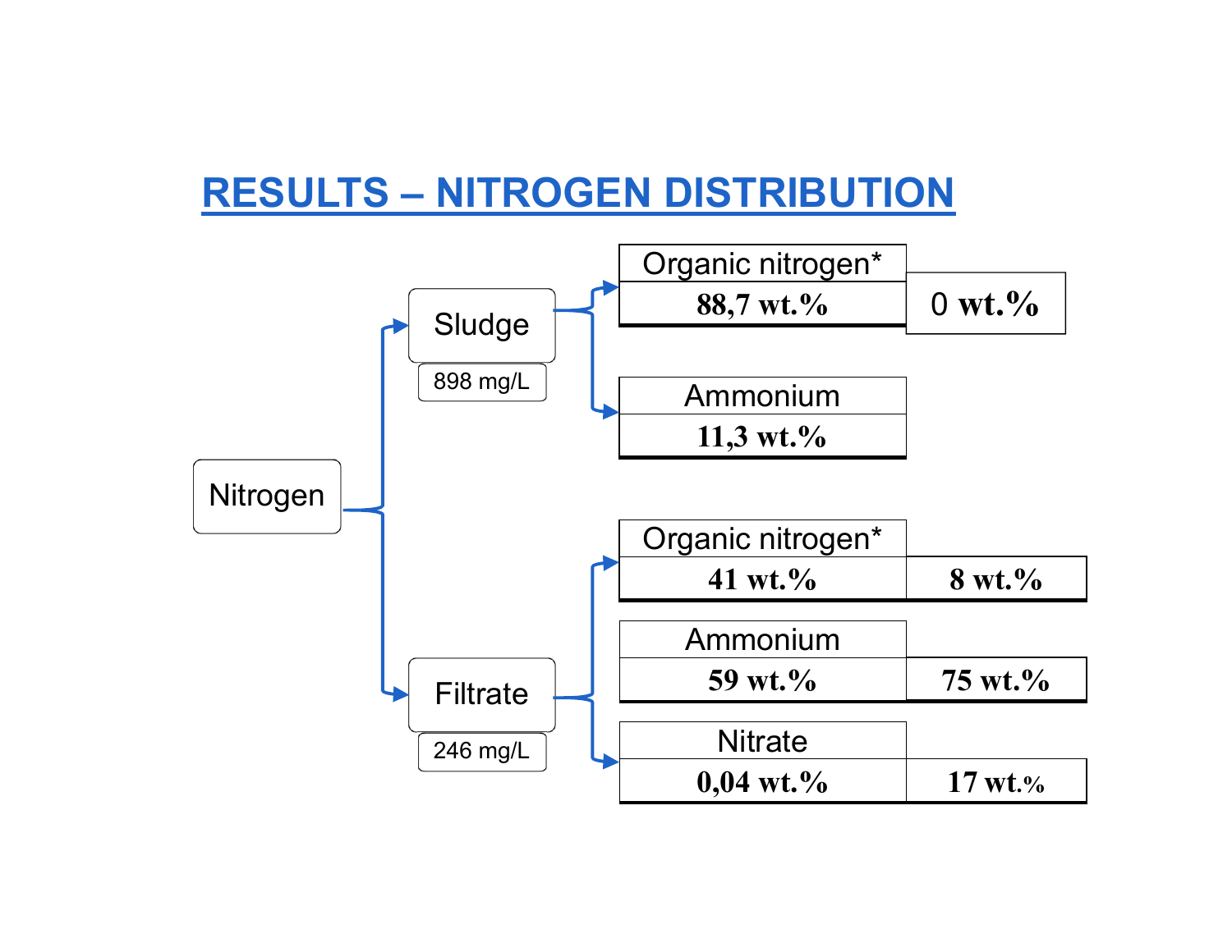# RESULTS – NITROGEN DISTRIBUTION

Nitrogen

- Sludge (898 mg/L)
  - Organic nitrogen*: 88,7 wt.% | 0 wt.%
  - Ammonium: 11,3 wt.%
- Filtrate (246 mg/L)
  - Organic nitrogen*: 41 wt.% | 8 wt.%
  - Ammonium: 59 wt.% | 75 wt.%
  - Nitrate: 0,04 wt.% | 17 wt.%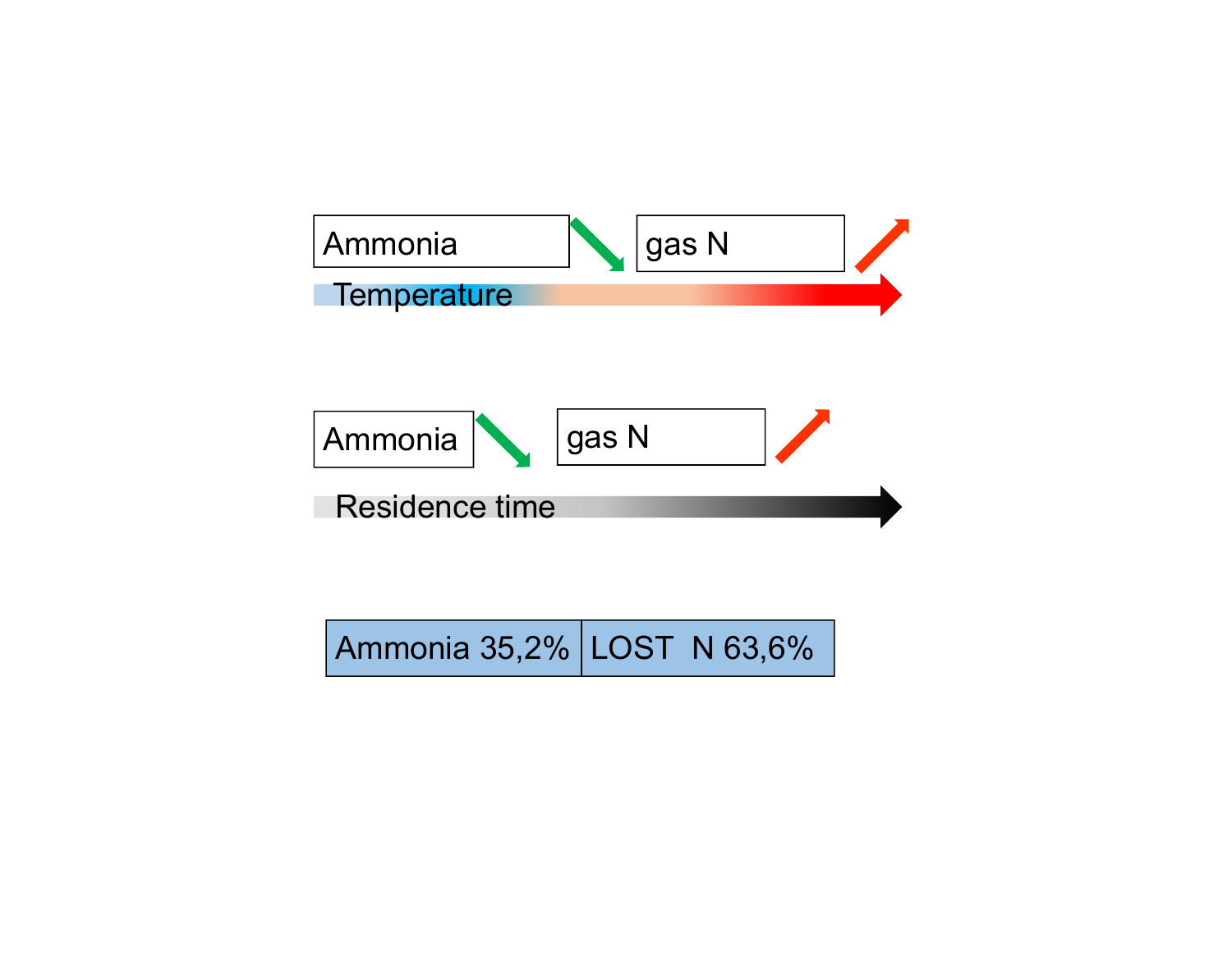Ammonia ↘ gas N ↗

Temperature

Ammonia ↘ gas N ↗

Residence time

| Ammonia 35,2% | LOST N 63,6% |
| --- | --- |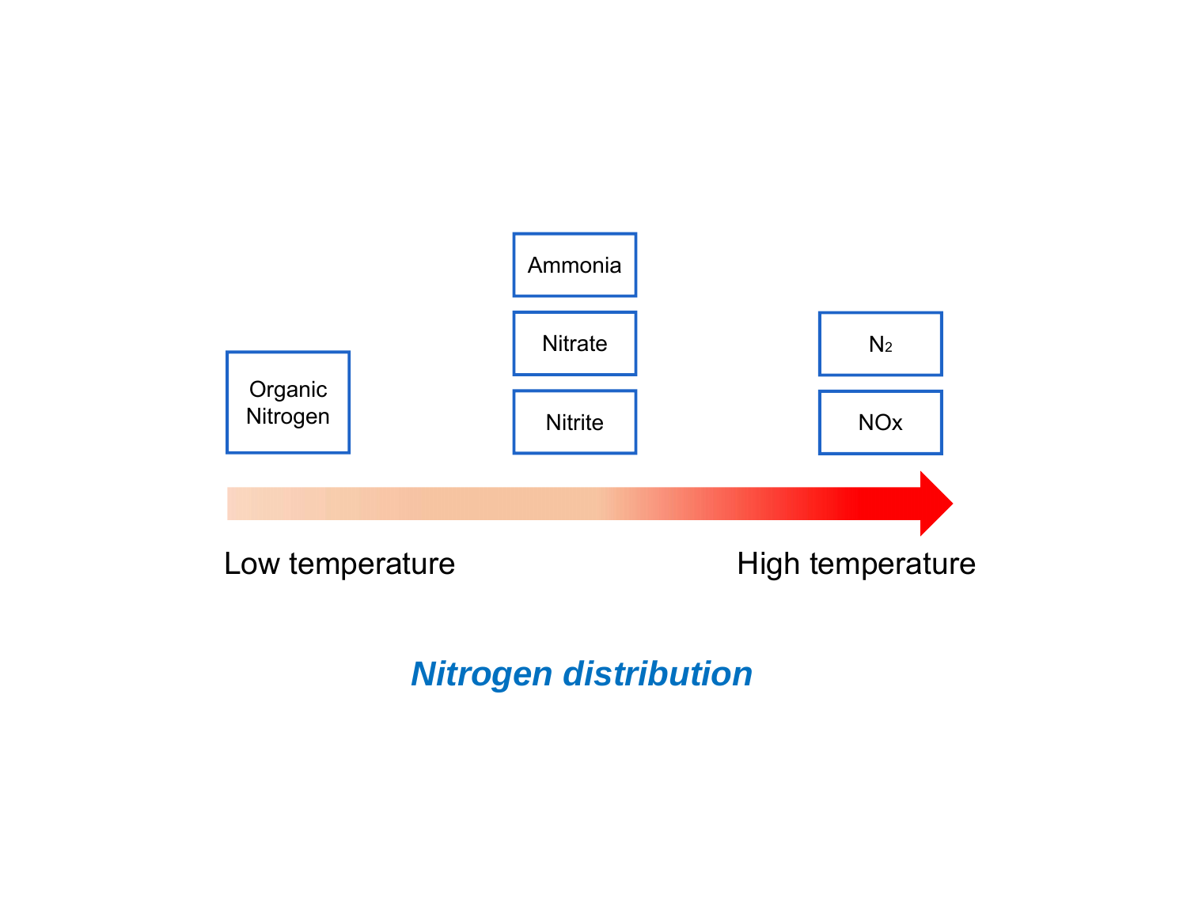Organic Nitrogen

Ammonia

Nitrate

Nitrite

$N_2$

NOx

Low temperature

High temperature

***Nitrogen distribution***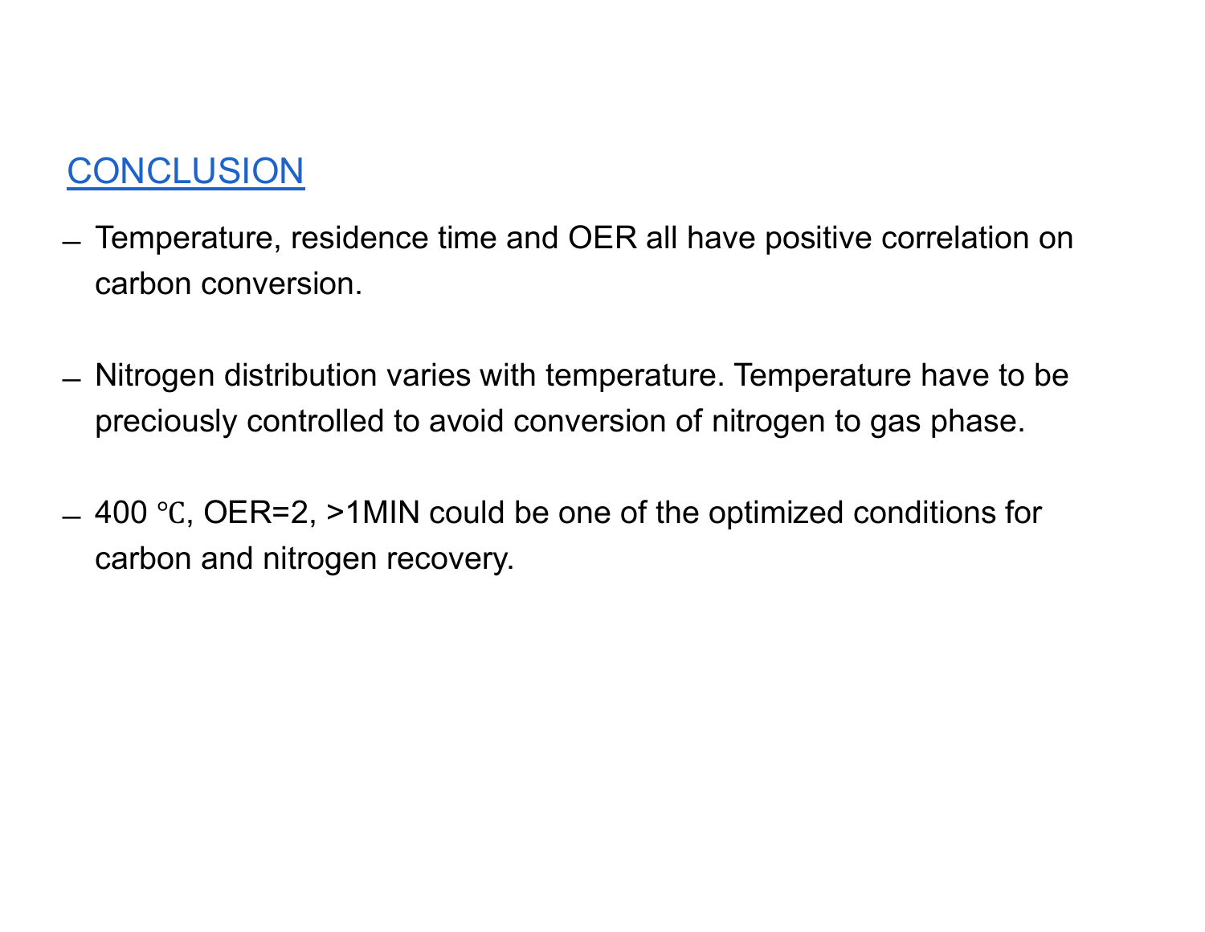## CONCLUSION

- Temperature, residence time and OER all have positive correlation on carbon conversion.

- Nitrogen distribution varies with temperature. Temperature have to be preciously controlled to avoid conversion of nitrogen to gas phase.

- 400 ℃, OER=2, >1MIN could be one of the optimized conditions for carbon and nitrogen recovery.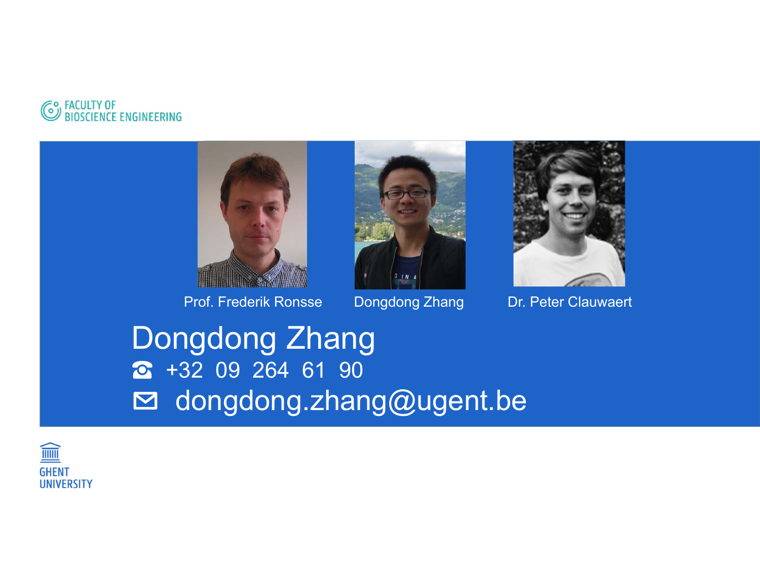FACULTY OF
BIOSCIENCE ENGINEERING

Prof. Frederik Ronsse

Dongdong Zhang

Dr. Peter Clauwaert

# Dongdong Zhang

☎ +32 09 264 61 90

✉ dongdong.zhang@ugent.be

GHENT
UNIVERSITY